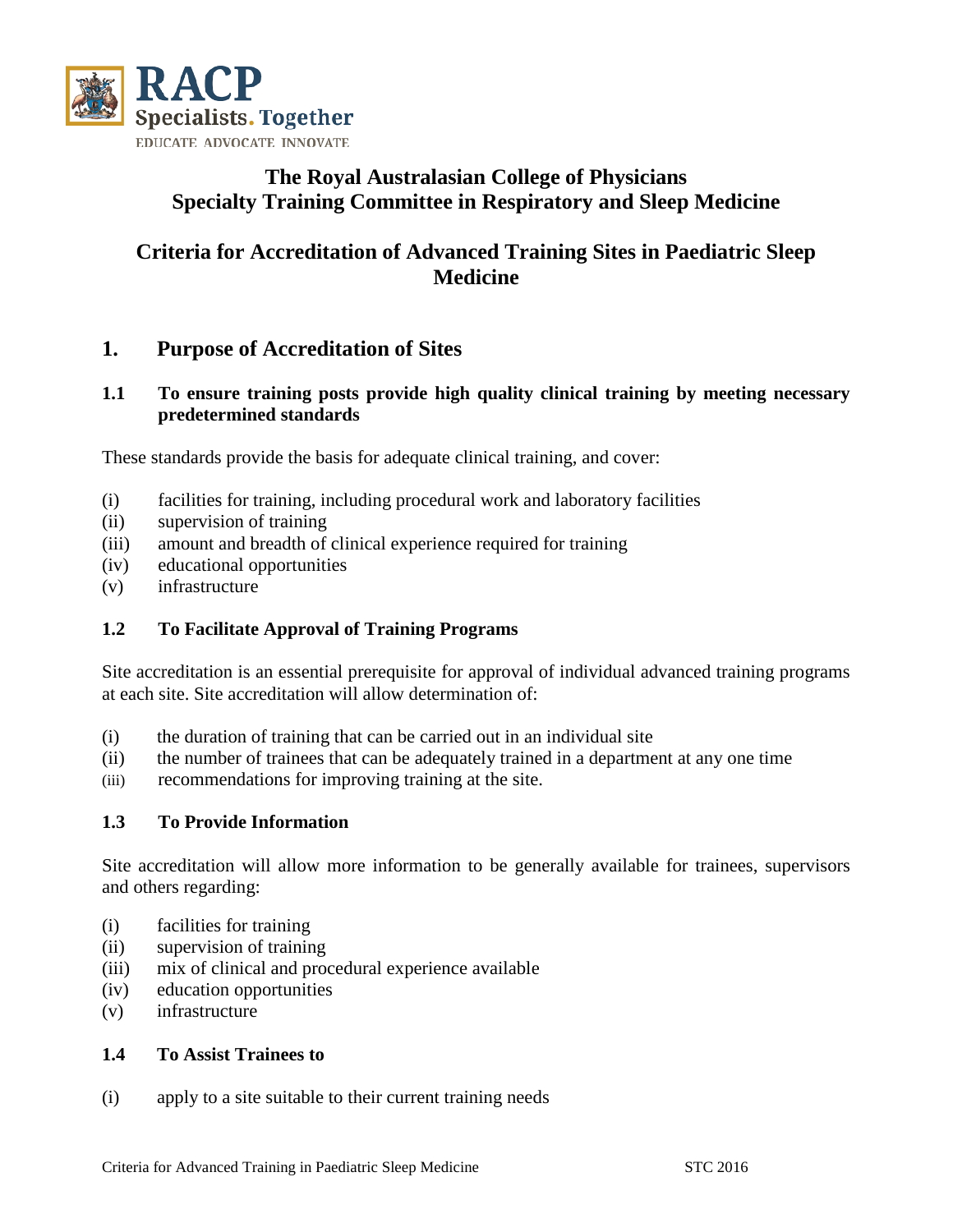# The Royal Australasian College of Physicians
# Specialty Training Committee in Respiratory and Sleep Medicine

## Criteria for Accreditation of Advanced Training Sites in Paediatric Sleep Medicine

## 1. Purpose of Accreditation of Sites

### 1.1 To ensure training posts provide high quality clinical training by meeting necessary predetermined standards

These standards provide the basis for adequate clinical training, and cover:

(i) facilities for training, including procedural work and laboratory facilities
(ii) supervision of training
(iii) amount and breadth of clinical experience required for training
(iv) educational opportunities
(v) infrastructure

### 1.2 To Facilitate Approval of Training Programs

Site accreditation is an essential prerequisite for approval of individual advanced training programs at each site. Site accreditation will allow determination of:

(i) the duration of training that can be carried out in an individual site
(ii) the number of trainees that can be adequately trained in a department at any one time
(iii) recommendations for improving training at the site.

### 1.3 To Provide Information

Site accreditation will allow more information to be generally available for trainees, supervisors and others regarding:

(i) facilities for training
(ii) supervision of training
(iii) mix of clinical and procedural experience available
(iv) education opportunities
(v) infrastructure

### 1.4 To Assist Trainees to

(i) apply to a site suitable to their current training needs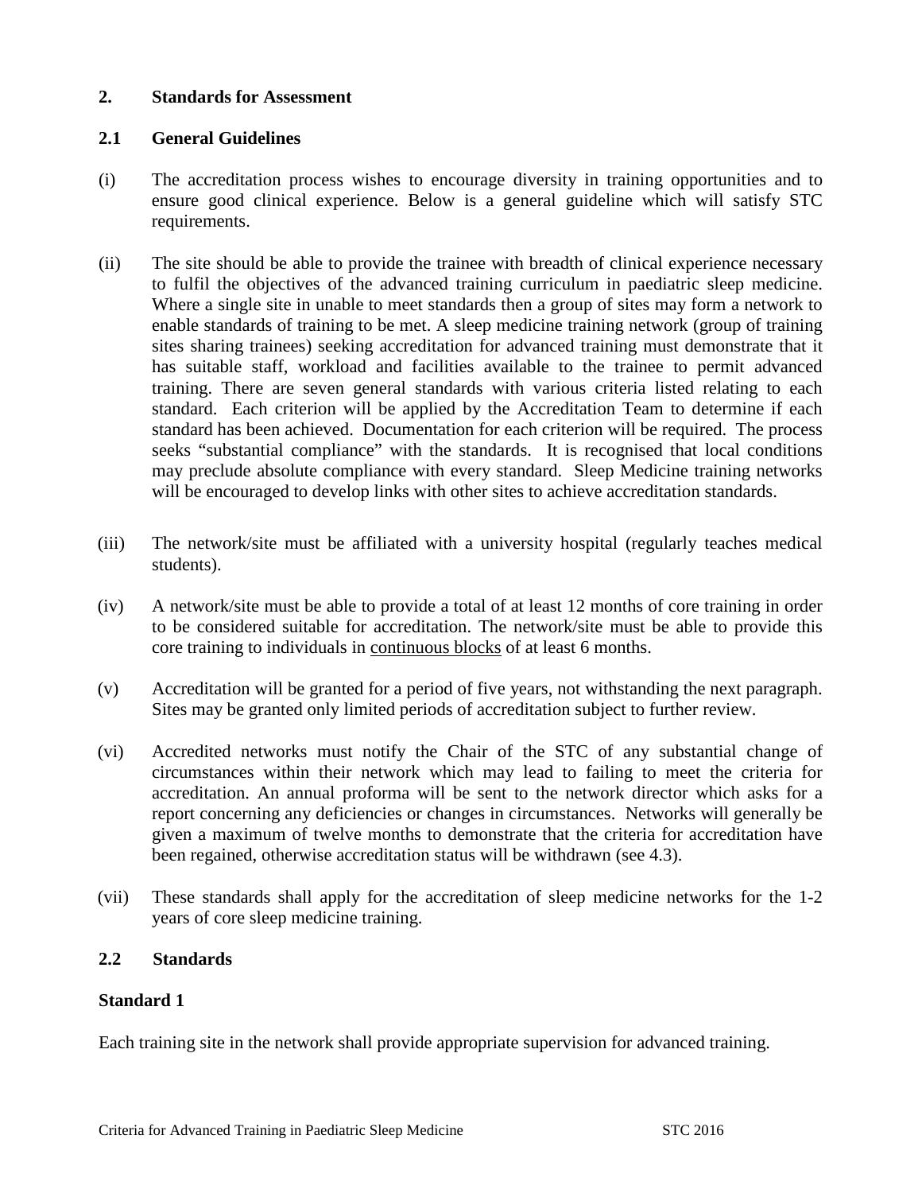## 2. Standards for Assessment

### 2.1 General Guidelines

(i) The accreditation process wishes to encourage diversity in training opportunities and to ensure good clinical experience. Below is a general guideline which will satisfy STC requirements.

(ii) The site should be able to provide the trainee with breadth of clinical experience necessary to fulfil the objectives of the advanced training curriculum in paediatric sleep medicine. Where a single site in unable to meet standards then a group of sites may form a network to enable standards of training to be met. A sleep medicine training network (group of training sites sharing trainees) seeking accreditation for advanced training must demonstrate that it has suitable staff, workload and facilities available to the trainee to permit advanced training. There are seven general standards with various criteria listed relating to each standard. Each criterion will be applied by the Accreditation Team to determine if each standard has been achieved. Documentation for each criterion will be required. The process seeks "substantial compliance" with the standards. It is recognised that local conditions may preclude absolute compliance with every standard. Sleep Medicine training networks will be encouraged to develop links with other sites to achieve accreditation standards.

(iii) The network/site must be affiliated with a university hospital (regularly teaches medical students).

(iv) A network/site must be able to provide a total of at least 12 months of core training in order to be considered suitable for accreditation. The network/site must be able to provide this core training to individuals in <u>continuous blocks</u> of at least 6 months.

(v) Accreditation will be granted for a period of five years, not withstanding the next paragraph. Sites may be granted only limited periods of accreditation subject to further review.

(vi) Accredited networks must notify the Chair of the STC of any substantial change of circumstances within their network which may lead to failing to meet the criteria for accreditation. An annual proforma will be sent to the network director which asks for a report concerning any deficiencies or changes in circumstances. Networks will generally be given a maximum of twelve months to demonstrate that the criteria for accreditation have been regained, otherwise accreditation status will be withdrawn (see 4.3).

(vii) These standards shall apply for the accreditation of sleep medicine networks for the 1-2 years of core sleep medicine training.

### 2.2 Standards

**Standard 1**

Each training site in the network shall provide appropriate supervision for advanced training.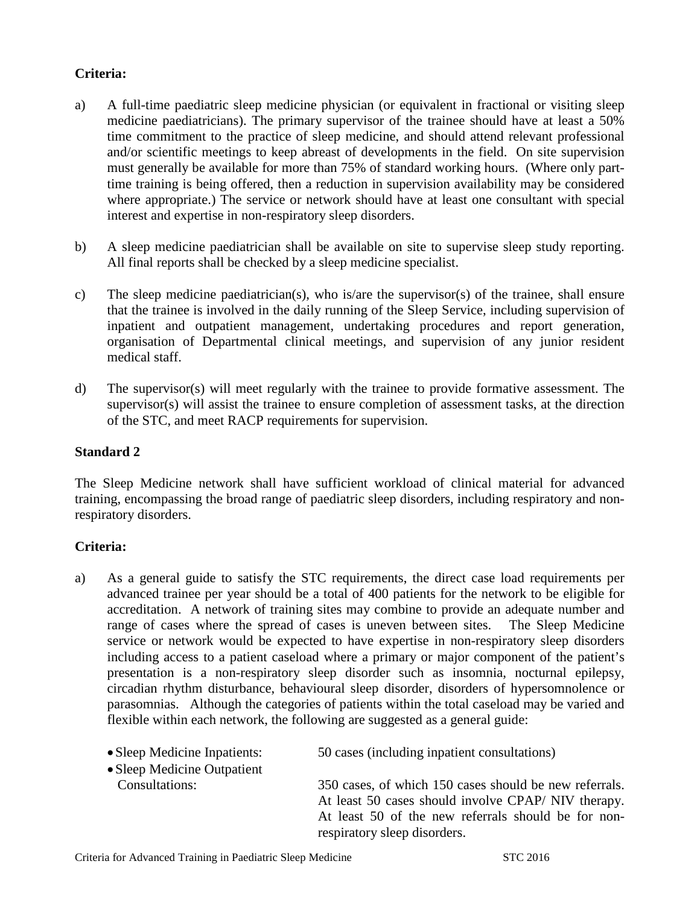**Criteria:**

a) A full-time paediatric sleep medicine physician (or equivalent in fractional or visiting sleep medicine paediatricians). The primary supervisor of the trainee should have at least a 50% time commitment to the practice of sleep medicine, and should attend relevant professional and/or scientific meetings to keep abreast of developments in the field. On site supervision must generally be available for more than 75% of standard working hours. (Where only part-time training is being offered, then a reduction in supervision availability may be considered where appropriate.) The service or network should have at least one consultant with special interest and expertise in non-respiratory sleep disorders.

b) A sleep medicine paediatrician shall be available on site to supervise sleep study reporting. All final reports shall be checked by a sleep medicine specialist.

c) The sleep medicine paediatrician(s), who is/are the supervisor(s) of the trainee, shall ensure that the trainee is involved in the daily running of the Sleep Service, including supervision of inpatient and outpatient management, undertaking procedures and report generation, organisation of Departmental clinical meetings, and supervision of any junior resident medical staff.

d) The supervisor(s) will meet regularly with the trainee to provide formative assessment. The supervisor(s) will assist the trainee to ensure completion of assessment tasks, at the direction of the STC, and meet RACP requirements for supervision.

**Standard 2**

The Sleep Medicine network shall have sufficient workload of clinical material for advanced training, encompassing the broad range of paediatric sleep disorders, including respiratory and non-respiratory disorders.

**Criteria:**

a) As a general guide to satisfy the STC requirements, the direct case load requirements per advanced trainee per year should be a total of 400 patients for the network to be eligible for accreditation. A network of training sites may combine to provide an adequate number and range of cases where the spread of cases is uneven between sites. The Sleep Medicine service or network would be expected to have expertise in non-respiratory sleep disorders including access to a patient caseload where a primary or major component of the patient's presentation is a non-respiratory sleep disorder such as insomnia, nocturnal epilepsy, circadian rhythm disturbance, behavioural sleep disorder, disorders of hypersomnolence or parasomnias. Although the categories of patients within the total caseload may be varied and flexible within each network, the following are suggested as a general guide:

- Sleep Medicine Inpatients: 50 cases (including inpatient consultations)
- Sleep Medicine Outpatient Consultations: 350 cases, of which 150 cases should be new referrals. At least 50 cases should involve CPAP/ NIV therapy. At least 50 of the new referrals should be for non-respiratory sleep disorders.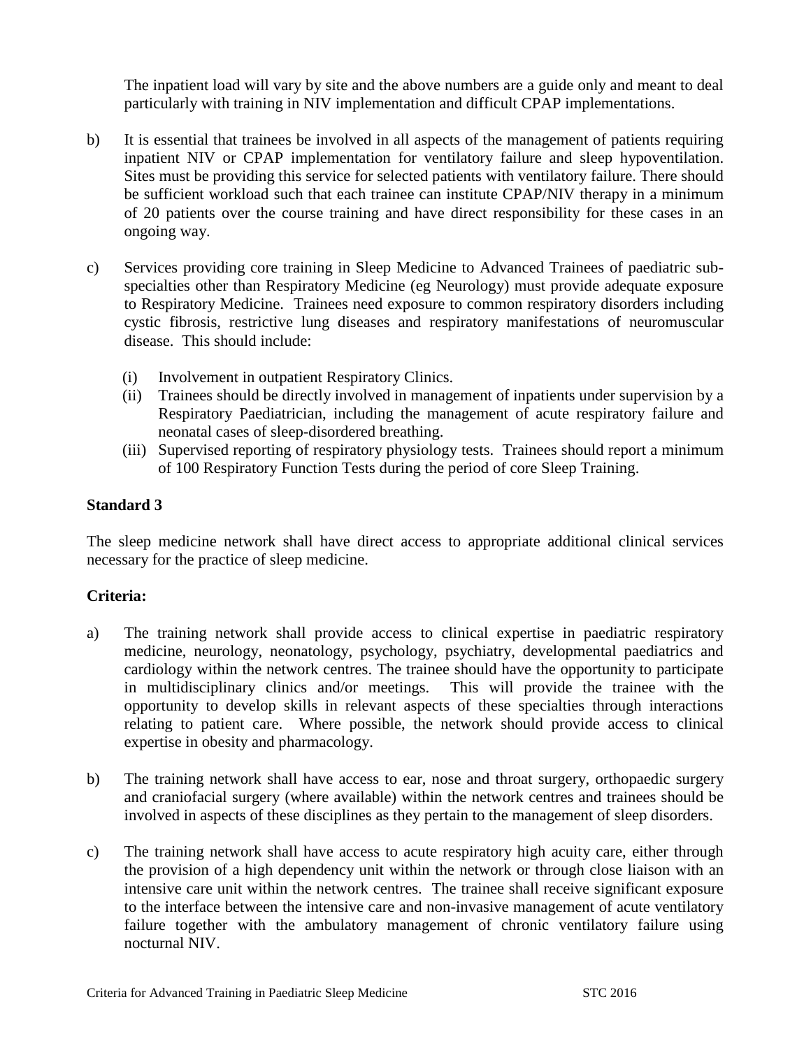The inpatient load will vary by site and the above numbers are a guide only and meant to deal particularly with training in NIV implementation and difficult CPAP implementations.

b) It is essential that trainees be involved in all aspects of the management of patients requiring inpatient NIV or CPAP implementation for ventilatory failure and sleep hypoventilation. Sites must be providing this service for selected patients with ventilatory failure. There should be sufficient workload such that each trainee can institute CPAP/NIV therapy in a minimum of 20 patients over the course training and have direct responsibility for these cases in an ongoing way.

c) Services providing core training in Sleep Medicine to Advanced Trainees of paediatric sub-specialties other than Respiratory Medicine (eg Neurology) must provide adequate exposure to Respiratory Medicine. Trainees need exposure to common respiratory disorders including cystic fibrosis, restrictive lung diseases and respiratory manifestations of neuromuscular disease. This should include:

   (i) Involvement in outpatient Respiratory Clinics.
   (ii) Trainees should be directly involved in management of inpatients under supervision by a Respiratory Paediatrician, including the management of acute respiratory failure and neonatal cases of sleep-disordered breathing.
   (iii) Supervised reporting of respiratory physiology tests. Trainees should report a minimum of 100 Respiratory Function Tests during the period of core Sleep Training.

**Standard 3**

The sleep medicine network shall have direct access to appropriate additional clinical services necessary for the practice of sleep medicine.

**Criteria:**

a) The training network shall provide access to clinical expertise in paediatric respiratory medicine, neurology, neonatology, psychology, psychiatry, developmental paediatrics and cardiology within the network centres. The trainee should have the opportunity to participate in multidisciplinary clinics and/or meetings. This will provide the trainee with the opportunity to develop skills in relevant aspects of these specialties through interactions relating to patient care. Where possible, the network should provide access to clinical expertise in obesity and pharmacology.

b) The training network shall have access to ear, nose and throat surgery, orthopaedic surgery and craniofacial surgery (where available) within the network centres and trainees should be involved in aspects of these disciplines as they pertain to the management of sleep disorders.

c) The training network shall have access to acute respiratory high acuity care, either through the provision of a high dependency unit within the network or through close liaison with an intensive care unit within the network centres. The trainee shall receive significant exposure to the interface between the intensive care and non-invasive management of acute ventilatory failure together with the ambulatory management of chronic ventilatory failure using nocturnal NIV.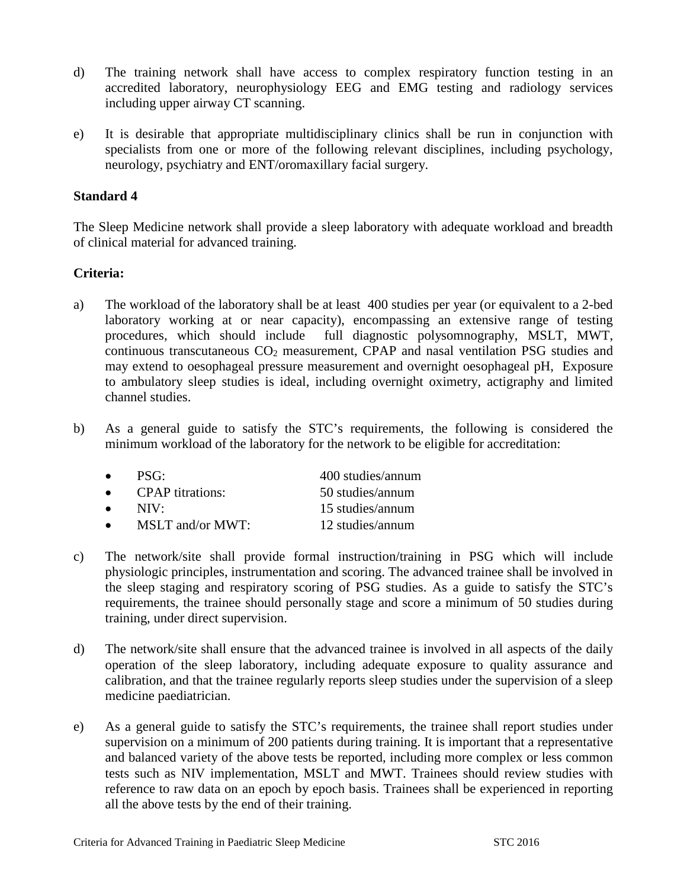d) The training network shall have access to complex respiratory function testing in an accredited laboratory, neurophysiology EEG and EMG testing and radiology services including upper airway CT scanning.

e) It is desirable that appropriate multidisciplinary clinics shall be run in conjunction with specialists from one or more of the following relevant disciplines, including psychology, neurology, psychiatry and ENT/oromaxillary facial surgery.

**Standard 4**

The Sleep Medicine network shall provide a sleep laboratory with adequate workload and breadth of clinical material for advanced training.

**Criteria:**

a) The workload of the laboratory shall be at least 400 studies per year (or equivalent to a 2-bed laboratory working at or near capacity), encompassing an extensive range of testing procedures, which should include full diagnostic polysomnography, MSLT, MWT, continuous transcutaneous $CO_2$ measurement, CPAP and nasal ventilation PSG studies and may extend to oesophageal pressure measurement and overnight oesophageal pH, Exposure to ambulatory sleep studies is ideal, including overnight oximetry, actigraphy and limited channel studies.

b) As a general guide to satisfy the STC's requirements, the following is considered the minimum workload of the laboratory for the network to be eligible for accreditation:

- PSG: 400 studies/annum
- CPAP titrations: 50 studies/annum
- NIV: 15 studies/annum
- MSLT and/or MWT: 12 studies/annum

c) The network/site shall provide formal instruction/training in PSG which will include physiologic principles, instrumentation and scoring. The advanced trainee shall be involved in the sleep staging and respiratory scoring of PSG studies. As a guide to satisfy the STC's requirements, the trainee should personally stage and score a minimum of 50 studies during training, under direct supervision.

d) The network/site shall ensure that the advanced trainee is involved in all aspects of the daily operation of the sleep laboratory, including adequate exposure to quality assurance and calibration, and that the trainee regularly reports sleep studies under the supervision of a sleep medicine paediatrician.

e) As a general guide to satisfy the STC's requirements, the trainee shall report studies under supervision on a minimum of 200 patients during training. It is important that a representative and balanced variety of the above tests be reported, including more complex or less common tests such as NIV implementation, MSLT and MWT. Trainees should review studies with reference to raw data on an epoch by epoch basis. Trainees shall be experienced in reporting all the above tests by the end of their training.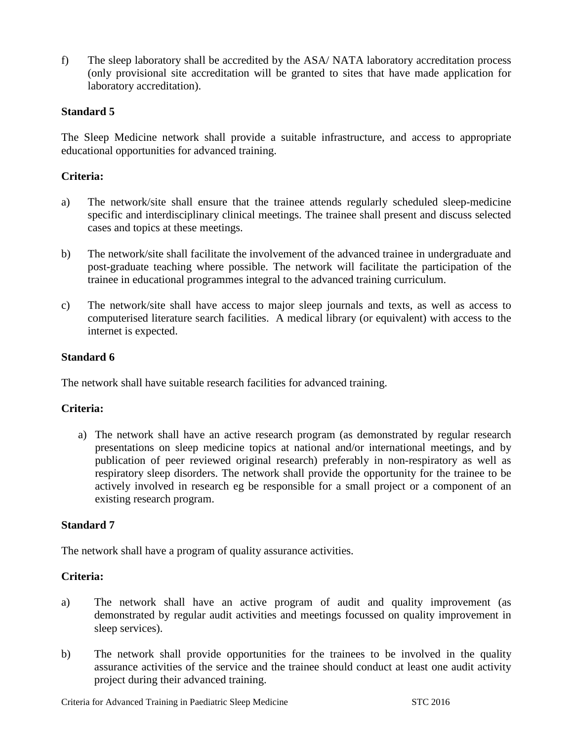f) The sleep laboratory shall be accredited by the ASA/ NATA laboratory accreditation process (only provisional site accreditation will be granted to sites that have made application for laboratory accreditation).

**Standard 5**

The Sleep Medicine network shall provide a suitable infrastructure, and access to appropriate educational opportunities for advanced training.

**Criteria:**

a) The network/site shall ensure that the trainee attends regularly scheduled sleep-medicine specific and interdisciplinary clinical meetings. The trainee shall present and discuss selected cases and topics at these meetings.

b) The network/site shall facilitate the involvement of the advanced trainee in undergraduate and post-graduate teaching where possible. The network will facilitate the participation of the trainee in educational programmes integral to the advanced training curriculum.

c) The network/site shall have access to major sleep journals and texts, as well as access to computerised literature search facilities. A medical library (or equivalent) with access to the internet is expected.

**Standard 6**

The network shall have suitable research facilities for advanced training.

**Criteria:**

a) The network shall have an active research program (as demonstrated by regular research presentations on sleep medicine topics at national and/or international meetings, and by publication of peer reviewed original research) preferably in non-respiratory as well as respiratory sleep disorders. The network shall provide the opportunity for the trainee to be actively involved in research eg be responsible for a small project or a component of an existing research program.

**Standard 7**

The network shall have a program of quality assurance activities.

**Criteria:**

a) The network shall have an active program of audit and quality improvement (as demonstrated by regular audit activities and meetings focussed on quality improvement in sleep services).

b) The network shall provide opportunities for the trainees to be involved in the quality assurance activities of the service and the trainee should conduct at least one audit activity project during their advanced training.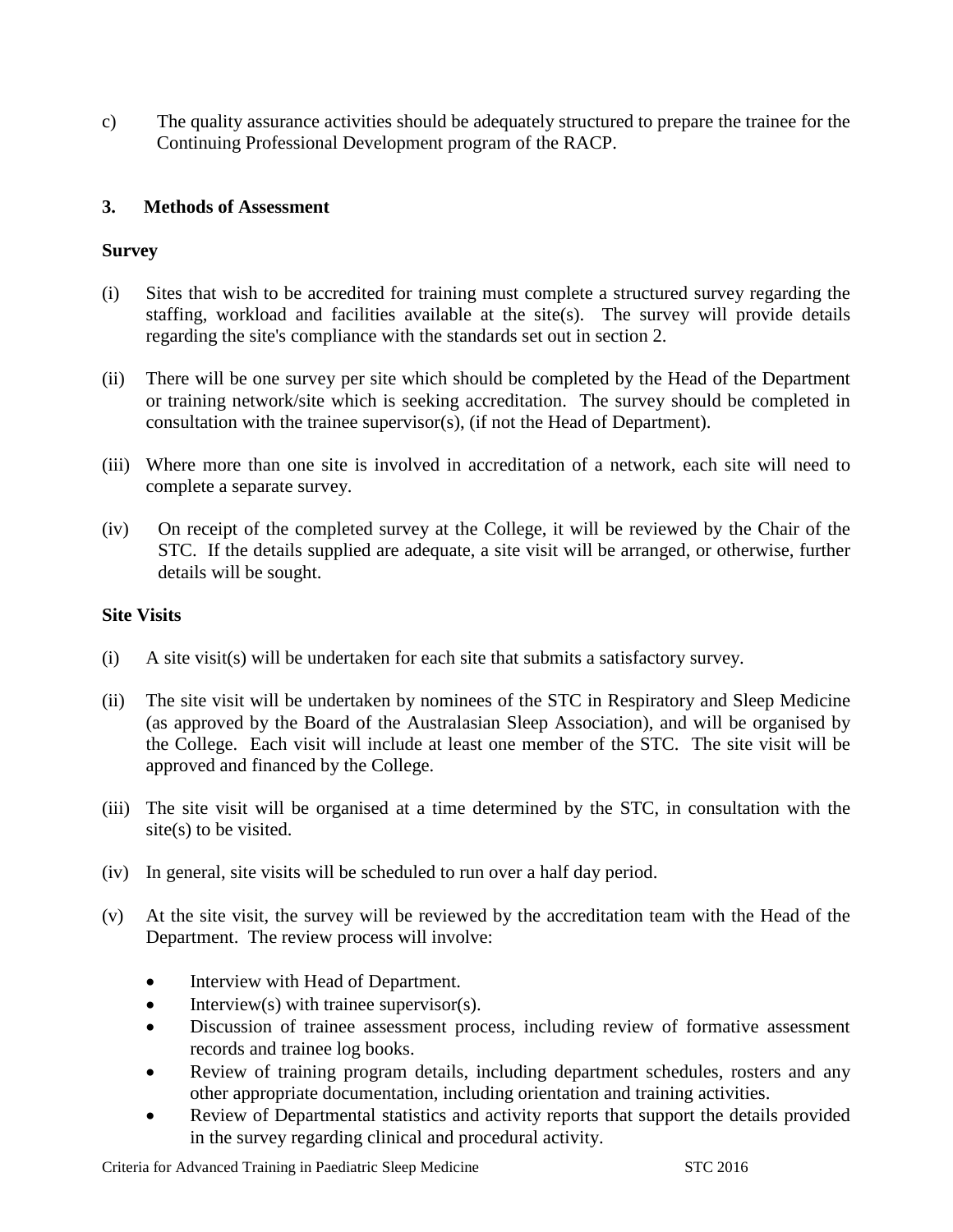c) The quality assurance activities should be adequately structured to prepare the trainee for the Continuing Professional Development program of the RACP.

## 3. Methods of Assessment

### Survey

(i) Sites that wish to be accredited for training must complete a structured survey regarding the staffing, workload and facilities available at the site(s). The survey will provide details regarding the site's compliance with the standards set out in section 2.

(ii) There will be one survey per site which should be completed by the Head of the Department or training network/site which is seeking accreditation. The survey should be completed in consultation with the trainee supervisor(s), (if not the Head of Department).

(iii) Where more than one site is involved in accreditation of a network, each site will need to complete a separate survey.

(iv) On receipt of the completed survey at the College, it will be reviewed by the Chair of the STC. If the details supplied are adequate, a site visit will be arranged, or otherwise, further details will be sought.

### Site Visits

(i) A site visit(s) will be undertaken for each site that submits a satisfactory survey.

(ii) The site visit will be undertaken by nominees of the STC in Respiratory and Sleep Medicine (as approved by the Board of the Australasian Sleep Association), and will be organised by the College. Each visit will include at least one member of the STC. The site visit will be approved and financed by the College.

(iii) The site visit will be organised at a time determined by the STC, in consultation with the site(s) to be visited.

(iv) In general, site visits will be scheduled to run over a half day period.

(v) At the site visit, the survey will be reviewed by the accreditation team with the Head of the Department. The review process will involve:

- Interview with Head of Department.
- Interview(s) with trainee supervisor(s).
- Discussion of trainee assessment process, including review of formative assessment records and trainee log books.
- Review of training program details, including department schedules, rosters and any other appropriate documentation, including orientation and training activities.
- Review of Departmental statistics and activity reports that support the details provided in the survey regarding clinical and procedural activity.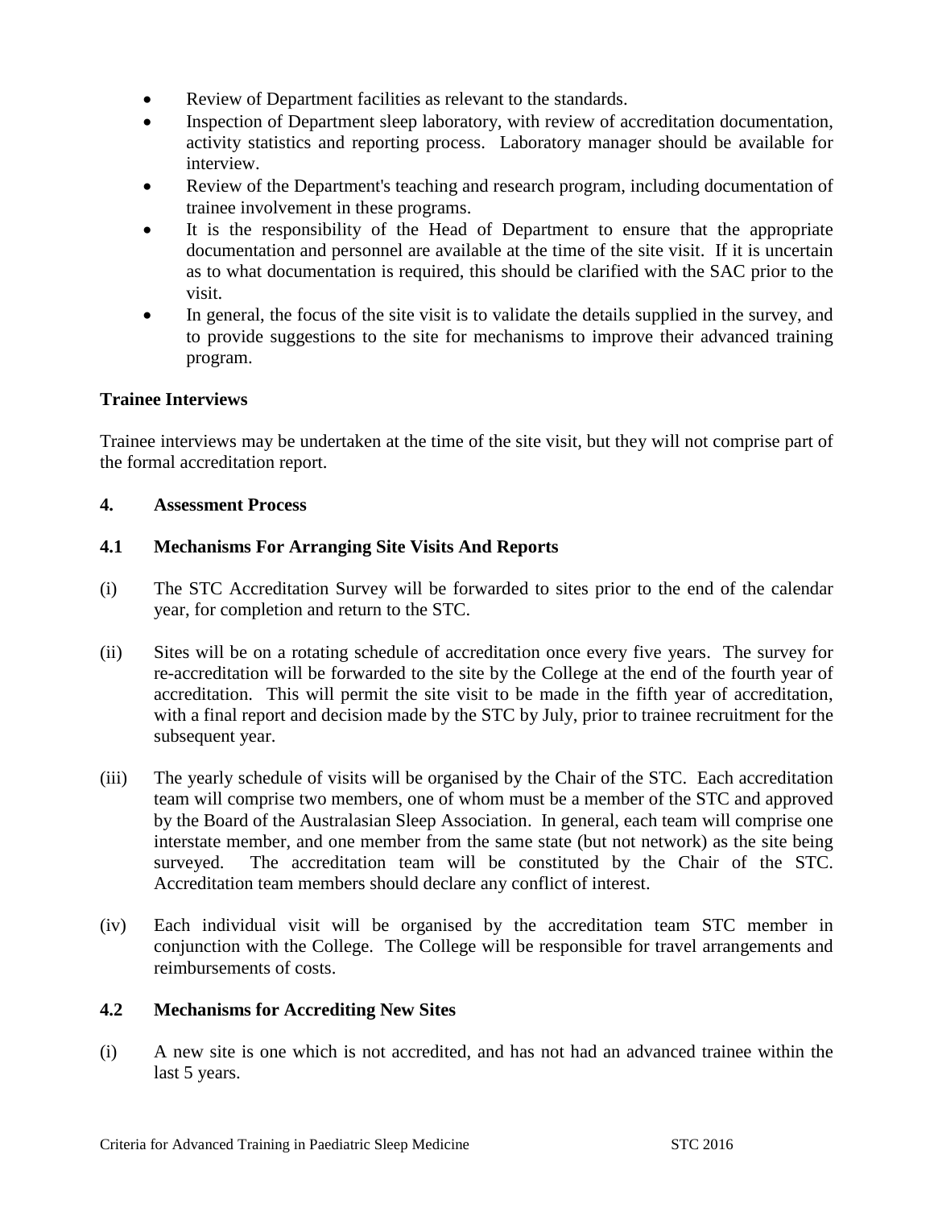- Review of Department facilities as relevant to the standards.
- Inspection of Department sleep laboratory, with review of accreditation documentation, activity statistics and reporting process. Laboratory manager should be available for interview.
- Review of the Department's teaching and research program, including documentation of trainee involvement in these programs.
- It is the responsibility of the Head of Department to ensure that the appropriate documentation and personnel are available at the time of the site visit. If it is uncertain as to what documentation is required, this should be clarified with the SAC prior to the visit.
- In general, the focus of the site visit is to validate the details supplied in the survey, and to provide suggestions to the site for mechanisms to improve their advanced training program.

**Trainee Interviews**

Trainee interviews may be undertaken at the time of the site visit, but they will not comprise part of the formal accreditation report.

## 4. Assessment Process

### 4.1 Mechanisms For Arranging Site Visits And Reports

(i) The STC Accreditation Survey will be forwarded to sites prior to the end of the calendar year, for completion and return to the STC.

(ii) Sites will be on a rotating schedule of accreditation once every five years. The survey for re-accreditation will be forwarded to the site by the College at the end of the fourth year of accreditation. This will permit the site visit to be made in the fifth year of accreditation, with a final report and decision made by the STC by July, prior to trainee recruitment for the subsequent year.

(iii) The yearly schedule of visits will be organised by the Chair of the STC. Each accreditation team will comprise two members, one of whom must be a member of the STC and approved by the Board of the Australasian Sleep Association. In general, each team will comprise one interstate member, and one member from the same state (but not network) as the site being surveyed. The accreditation team will be constituted by the Chair of the STC. Accreditation team members should declare any conflict of interest.

(iv) Each individual visit will be organised by the accreditation team STC member in conjunction with the College. The College will be responsible for travel arrangements and reimbursements of costs.

### 4.2 Mechanisms for Accrediting New Sites

(i) A new site is one which is not accredited, and has not had an advanced trainee within the last 5 years.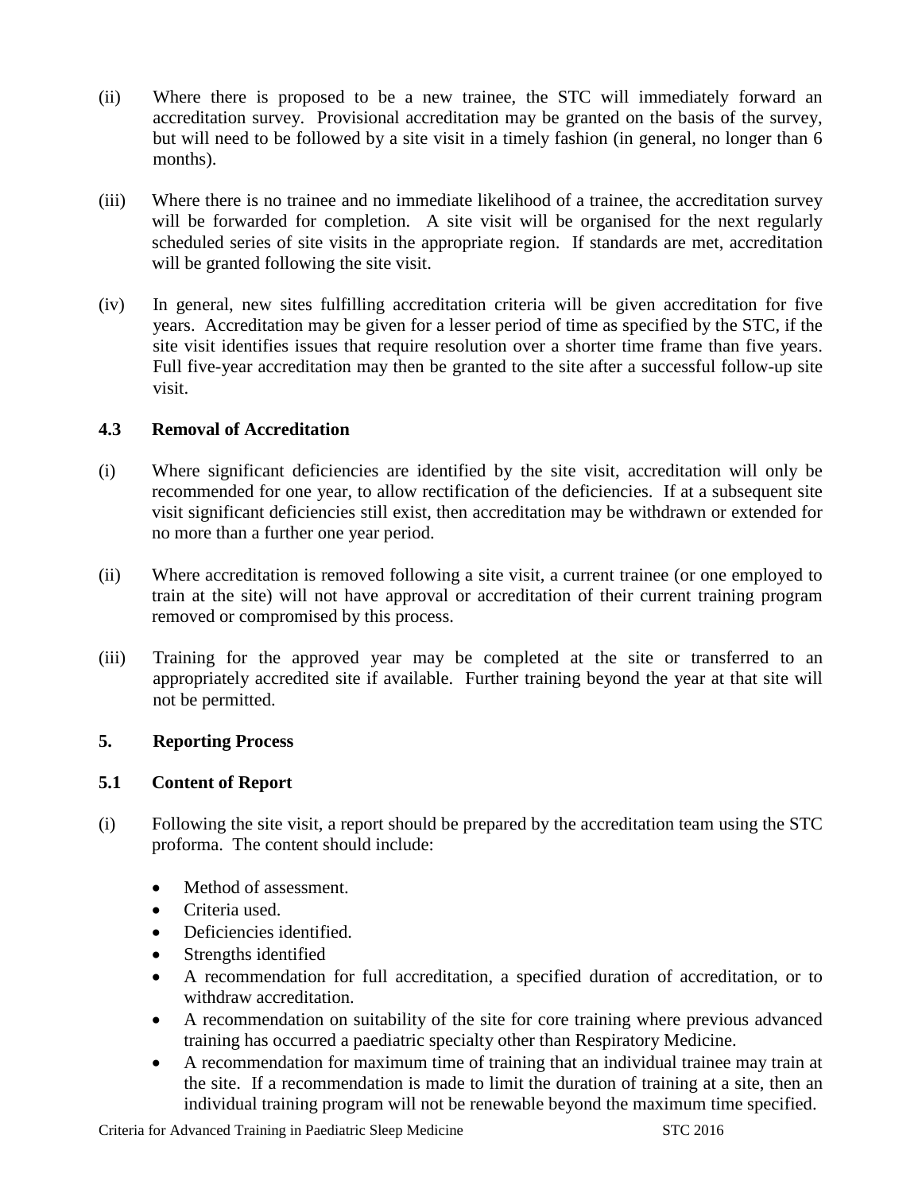(ii) Where there is proposed to be a new trainee, the STC will immediately forward an accreditation survey. Provisional accreditation may be granted on the basis of the survey, but will need to be followed by a site visit in a timely fashion (in general, no longer than 6 months).

(iii) Where there is no trainee and no immediate likelihood of a trainee, the accreditation survey will be forwarded for completion. A site visit will be organised for the next regularly scheduled series of site visits in the appropriate region. If standards are met, accreditation will be granted following the site visit.

(iv) In general, new sites fulfilling accreditation criteria will be given accreditation for five years. Accreditation may be given for a lesser period of time as specified by the STC, if the site visit identifies issues that require resolution over a shorter time frame than five years. Full five-year accreditation may then be granted to the site after a successful follow-up site visit.

### 4.3 Removal of Accreditation

(i) Where significant deficiencies are identified by the site visit, accreditation will only be recommended for one year, to allow rectification of the deficiencies. If at a subsequent site visit significant deficiencies still exist, then accreditation may be withdrawn or extended for no more than a further one year period.

(ii) Where accreditation is removed following a site visit, a current trainee (or one employed to train at the site) will not have approval or accreditation of their current training program removed or compromised by this process.

(iii) Training for the approved year may be completed at the site or transferred to an appropriately accredited site if available. Further training beyond the year at that site will not be permitted.

## 5. Reporting Process

### 5.1 Content of Report

(i) Following the site visit, a report should be prepared by the accreditation team using the STC proforma. The content should include:

- Method of assessment.
- Criteria used.
- Deficiencies identified.
- Strengths identified
- A recommendation for full accreditation, a specified duration of accreditation, or to withdraw accreditation.
- A recommendation on suitability of the site for core training where previous advanced training has occurred a paediatric specialty other than Respiratory Medicine.
- A recommendation for maximum time of training that an individual trainee may train at the site. If a recommendation is made to limit the duration of training at a site, then an individual training program will not be renewable beyond the maximum time specified.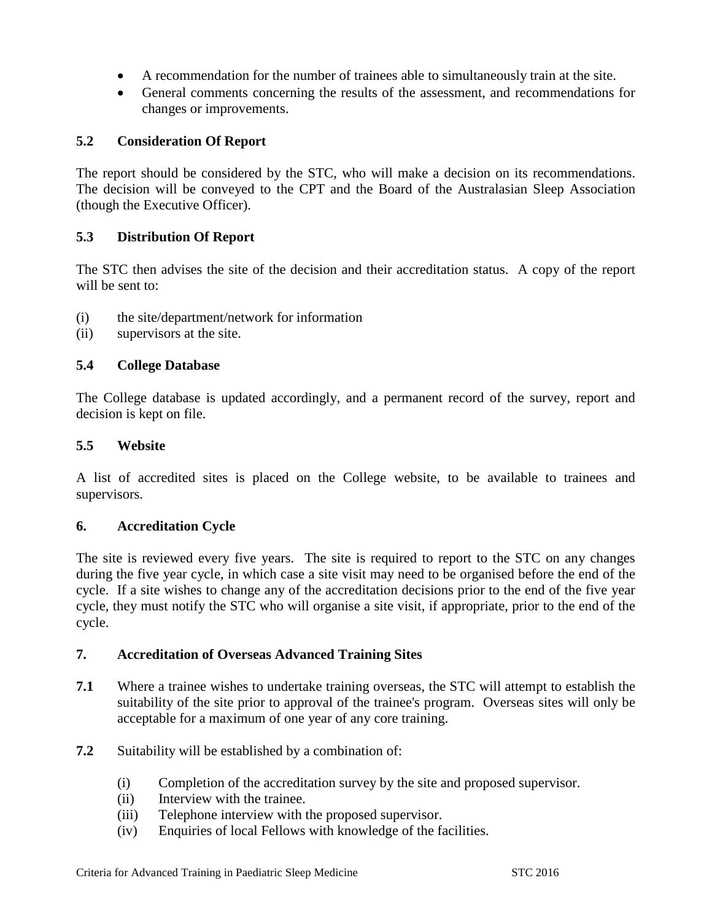- A recommendation for the number of trainees able to simultaneously train at the site.
- General comments concerning the results of the assessment, and recommendations for changes or improvements.

### 5.2 Consideration Of Report

The report should be considered by the STC, who will make a decision on its recommendations. The decision will be conveyed to the CPT and the Board of the Australasian Sleep Association (though the Executive Officer).

### 5.3 Distribution Of Report

The STC then advises the site of the decision and their accreditation status. A copy of the report will be sent to:

(i) the site/department/network for information
(ii) supervisors at the site.

### 5.4 College Database

The College database is updated accordingly, and a permanent record of the survey, report and decision is kept on file.

### 5.5 Website

A list of accredited sites is placed on the College website, to be available to trainees and supervisors.

## 6. Accreditation Cycle

The site is reviewed every five years. The site is required to report to the STC on any changes during the five year cycle, in which case a site visit may need to be organised before the end of the cycle. If a site wishes to change any of the accreditation decisions prior to the end of the five year cycle, they must notify the STC who will organise a site visit, if appropriate, prior to the end of the cycle.

## 7. Accreditation of Overseas Advanced Training Sites

**7.1** Where a trainee wishes to undertake training overseas, the STC will attempt to establish the suitability of the site prior to approval of the trainee's program. Overseas sites will only be acceptable for a maximum of one year of any core training.

**7.2** Suitability will be established by a combination of:

(i) Completion of the accreditation survey by the site and proposed supervisor.
(ii) Interview with the trainee.
(iii) Telephone interview with the proposed supervisor.
(iv) Enquiries of local Fellows with knowledge of the facilities.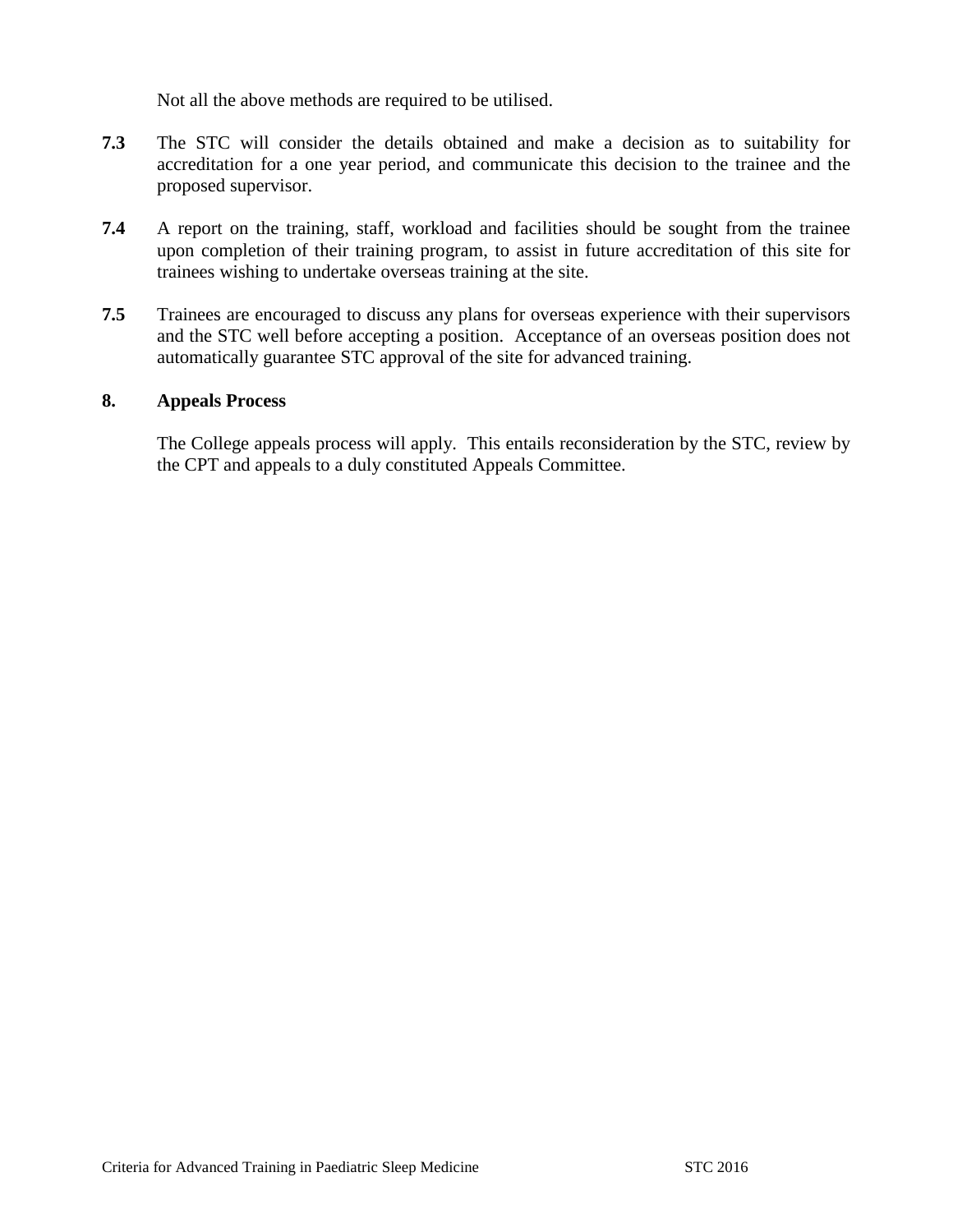Not all the above methods are required to be utilised.

**7.3** The STC will consider the details obtained and make a decision as to suitability for accreditation for a one year period, and communicate this decision to the trainee and the proposed supervisor.

**7.4** A report on the training, staff, workload and facilities should be sought from the trainee upon completion of their training program, to assist in future accreditation of this site for trainees wishing to undertake overseas training at the site.

**7.5** Trainees are encouraged to discuss any plans for overseas experience with their supervisors and the STC well before accepting a position. Acceptance of an overseas position does not automatically guarantee STC approval of the site for advanced training.

## 8. Appeals Process

The College appeals process will apply. This entails reconsideration by the STC, review by the CPT and appeals to a duly constituted Appeals Committee.